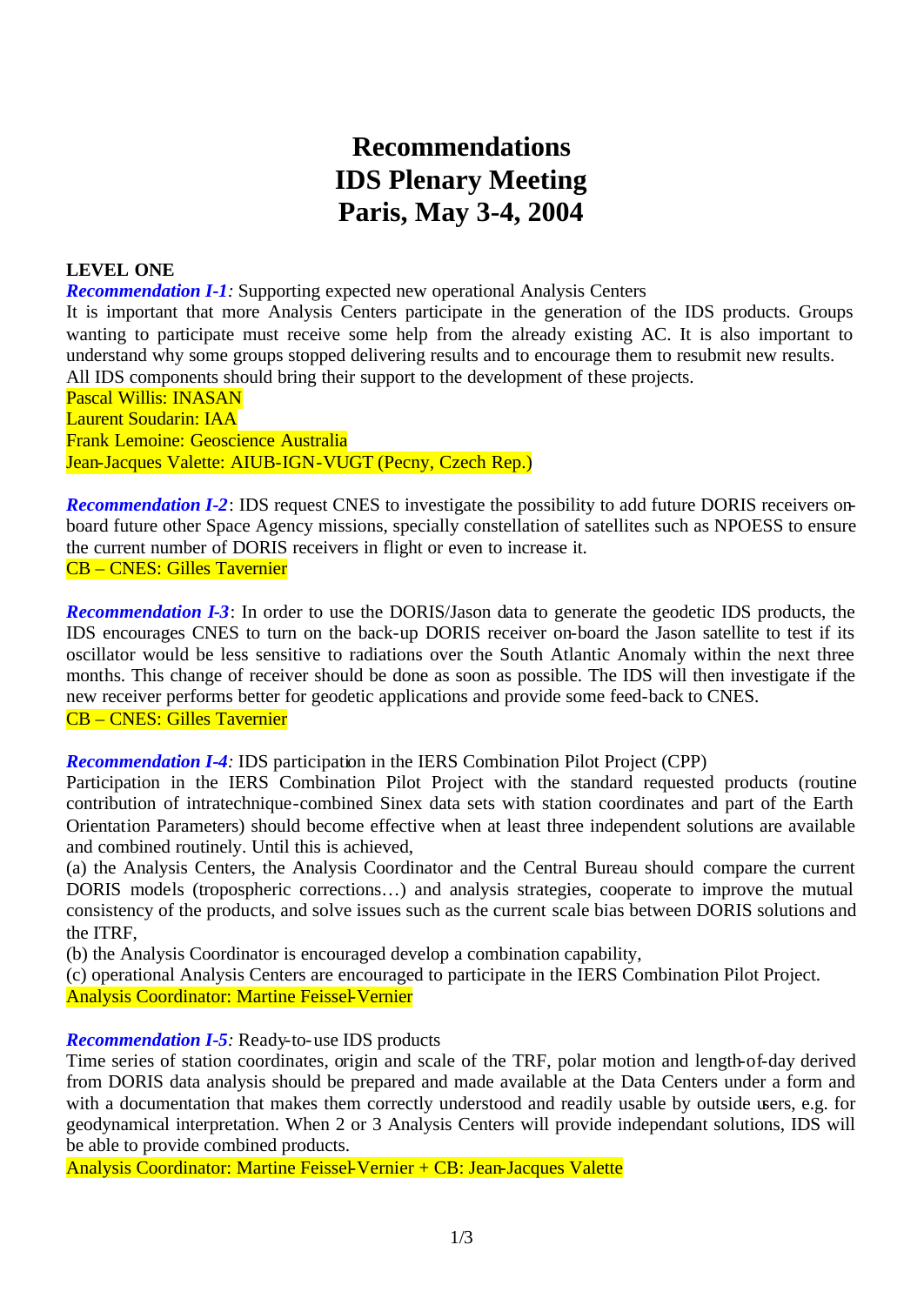# Recommendations
# IDS Plenary Meeting
# Paris, May 3-4, 2004

**LEVEL ONE**

***Recommendation I-1****:* Supporting expected new operational Analysis Centers

It is important that more Analysis Centers participate in the generation of the IDS products. Groups wanting to participate must receive some help from the already existing AC. It is also important to understand why some groups stopped delivering results and to encourage them to resubmit new results.

All IDS components should bring their support to the development of these projects.

Pascal Willis: INASAN
Laurent Soudarin: IAA
Frank Lemoine: Geoscience Australia
Jean-Jacques Valette: AIUB-IGN-VUGT (Pecny, Czech Rep.)

***Recommendation I-2***: IDS request CNES to investigate the possibility to add future DORIS receivers on-board future other Space Agency missions, specially constellation of satellites such as NPOESS to ensure the current number of DORIS receivers in flight or even to increase it.

CB – CNES: Gilles Tavernier

***Recommendation I-3***: In order to use the DORIS/Jason data to generate the geodetic IDS products, the IDS encourages CNES to turn on the back-up DORIS receiver on-board the Jason satellite to test if its oscillator would be less sensitive to radiations over the South Atlantic Anomaly within the next three months. This change of receiver should be done as soon as possible. The IDS will then investigate if the new receiver performs better for geodetic applications and provide some feed-back to CNES.

CB – CNES: Gilles Tavernier

***Recommendation I-4****:* IDS participation in the IERS Combination Pilot Project (CPP)

Participation in the IERS Combination Pilot Project with the standard requested products (routine contribution of intratechnique-combined Sinex data sets with station coordinates and part of the Earth Orientation Parameters) should become effective when at least three independent solutions are available and combined routinely. Until this is achieved,

(a) the Analysis Centers, the Analysis Coordinator and the Central Bureau should compare the current DORIS models (tropospheric corrections…) and analysis strategies, cooperate to improve the mutual consistency of the products, and solve issues such as the current scale bias between DORIS solutions and the ITRF,

(b) the Analysis Coordinator is encouraged develop a combination capability,

(c) operational Analysis Centers are encouraged to participate in the IERS Combination Pilot Project.

Analysis Coordinator: Martine Feissel-Vernier

***Recommendation I-5****:* Ready-to-use IDS products

Time series of station coordinates, origin and scale of the TRF, polar motion and length-of-day derived from DORIS data analysis should be prepared and made available at the Data Centers under a form and with a documentation that makes them correctly understood and readily usable by outside users, e.g. for geodynamical interpretation. When 2 or 3 Analysis Centers will provide independant solutions, IDS will be able to provide combined products.

Analysis Coordinator: Martine Feissel-Vernier + CB: Jean-Jacques Valette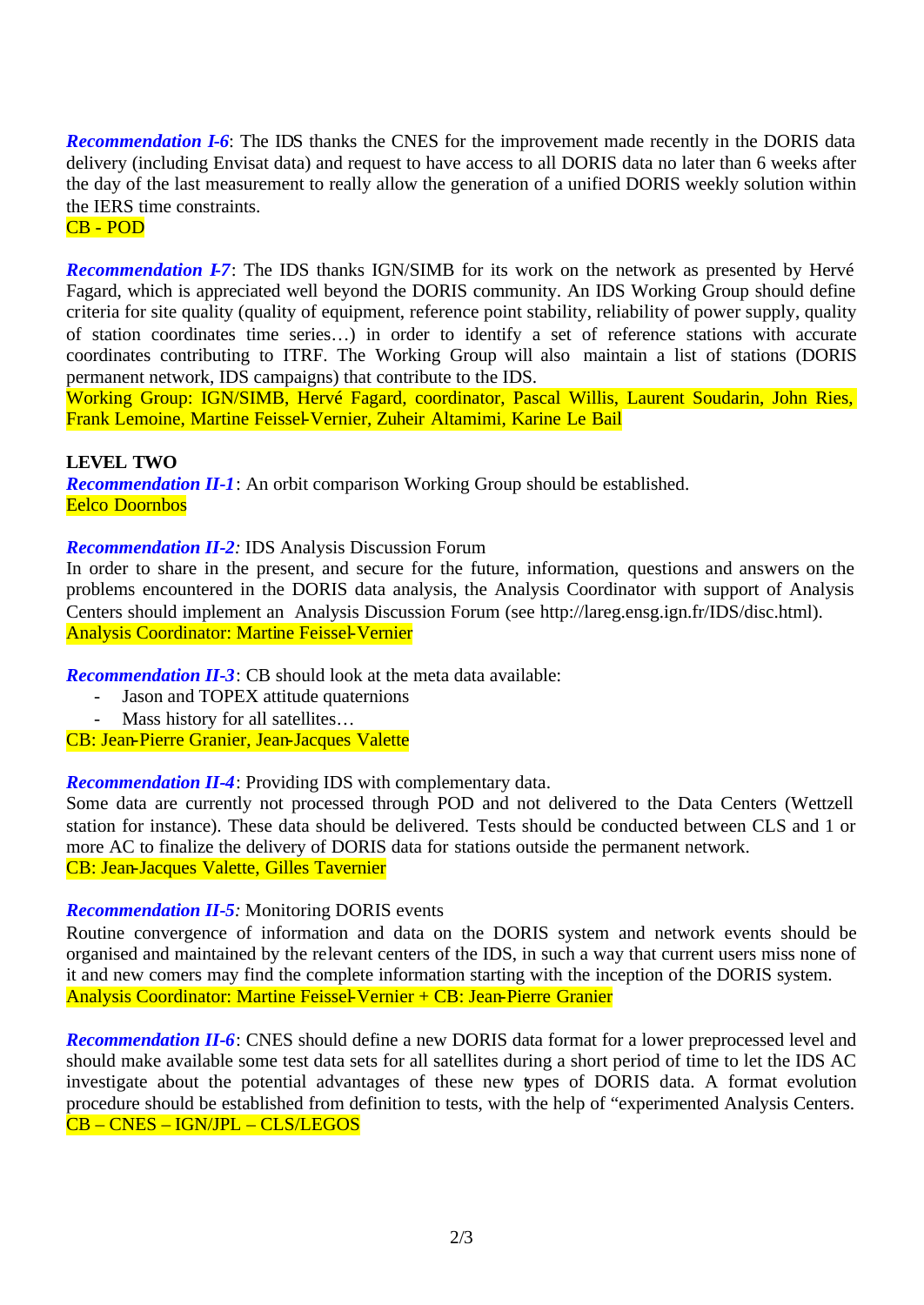***Recommendation I-6***: The IDS thanks the CNES for the improvement made recently in the DORIS data delivery (including Envisat data) and request to have access to all DORIS data no later than 6 weeks after the day of the last measurement to really allow the generation of a unified DORIS weekly solution within the IERS time constraints.
CB - POD

***Recommendation I-7***: The IDS thanks IGN/SIMB for its work on the network as presented by Hervé Fagard, which is appreciated well beyond the DORIS community. An IDS Working Group should define criteria for site quality (quality of equipment, reference point stability, reliability of power supply, quality of station coordinates time series…) in order to identify a set of reference stations with accurate coordinates contributing to ITRF. The Working Group will also maintain a list of stations (DORIS permanent network, IDS campaigns) that contribute to the IDS.
Working Group: IGN/SIMB, Hervé Fagard, coordinator, Pascal Willis, Laurent Soudarin, John Ries, Frank Lemoine, Martine Feissel-Vernier, Zuheir Altamimi, Karine Le Bail

**LEVEL TWO**

***Recommendation II-1***: An orbit comparison Working Group should be established.
Eelco Doornbos

***Recommendation II-2:*** IDS Analysis Discussion Forum
In order to share in the present, and secure for the future, information, questions and answers on the problems encountered in the DORIS data analysis, the Analysis Coordinator with support of Analysis Centers should implement an Analysis Discussion Forum (see http://lareg.ensg.ign.fr/IDS/disc.html).
Analysis Coordinator: Martine Feissel-Vernier

***Recommendation II-3***: CB should look at the meta data available:

- Jason and TOPEX attitude quaternions
- Mass history for all satellites…

CB: Jean-Pierre Granier, Jean-Jacques Valette

***Recommendation II-4***: Providing IDS with complementary data.
Some data are currently not processed through POD and not delivered to the Data Centers (Wettzell station for instance). These data should be delivered. Tests should be conducted between CLS and 1 or more AC to finalize the delivery of DORIS data for stations outside the permanent network.
CB: Jean-Jacques Valette, Gilles Tavernier

***Recommendation II-5:*** Monitoring DORIS events
Routine convergence of information and data on the DORIS system and network events should be organised and maintained by the relevant centers of the IDS, in such a way that current users miss none of it and new comers may find the complete information starting with the inception of the DORIS system.
Analysis Coordinator: Martine Feissel-Vernier + CB: Jean-Pierre Granier

***Recommendation II-6***: CNES should define a new DORIS data format for a lower preprocessed level and should make available some test data sets for all satellites during a short period of time to let the IDS AC investigate about the potential advantages of these new types of DORIS data. A format evolution procedure should be established from definition to tests, with the help of "experimented Analysis Centers.
CB – CNES – IGN/JPL – CLS/LEGOS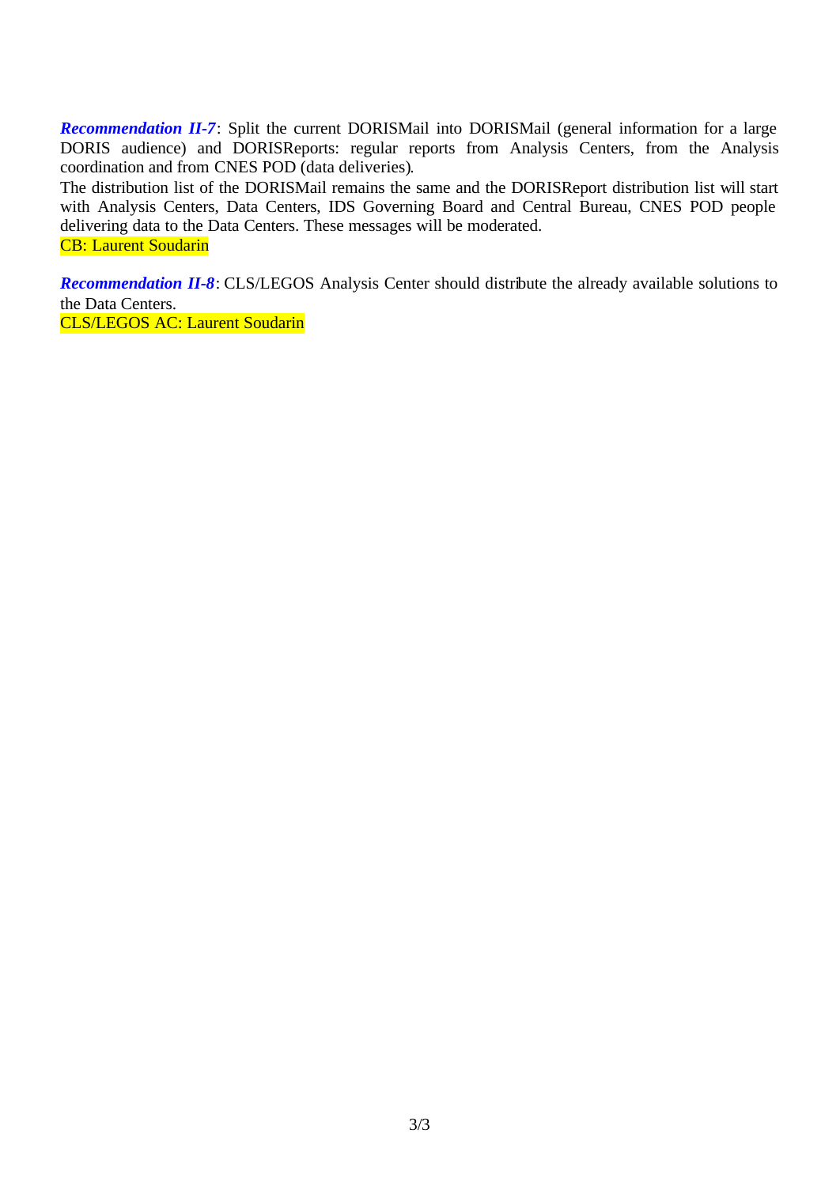***Recommendation II-7***: Split the current DORISMail into DORISMail (general information for a large DORIS audience) and DORISReports: regular reports from Analysis Centers, from the Analysis coordination and from CNES POD (data deliveries).
The distribution list of the DORISMail remains the same and the DORISReport distribution list will start with Analysis Centers, Data Centers, IDS Governing Board and Central Bureau, CNES POD people delivering data to the Data Centers. These messages will be moderated.
CB: Laurent Soudarin

***Recommendation II-8***: CLS/LEGOS Analysis Center should distribute the already available solutions to the Data Centers.
CLS/LEGOS AC: Laurent Soudarin